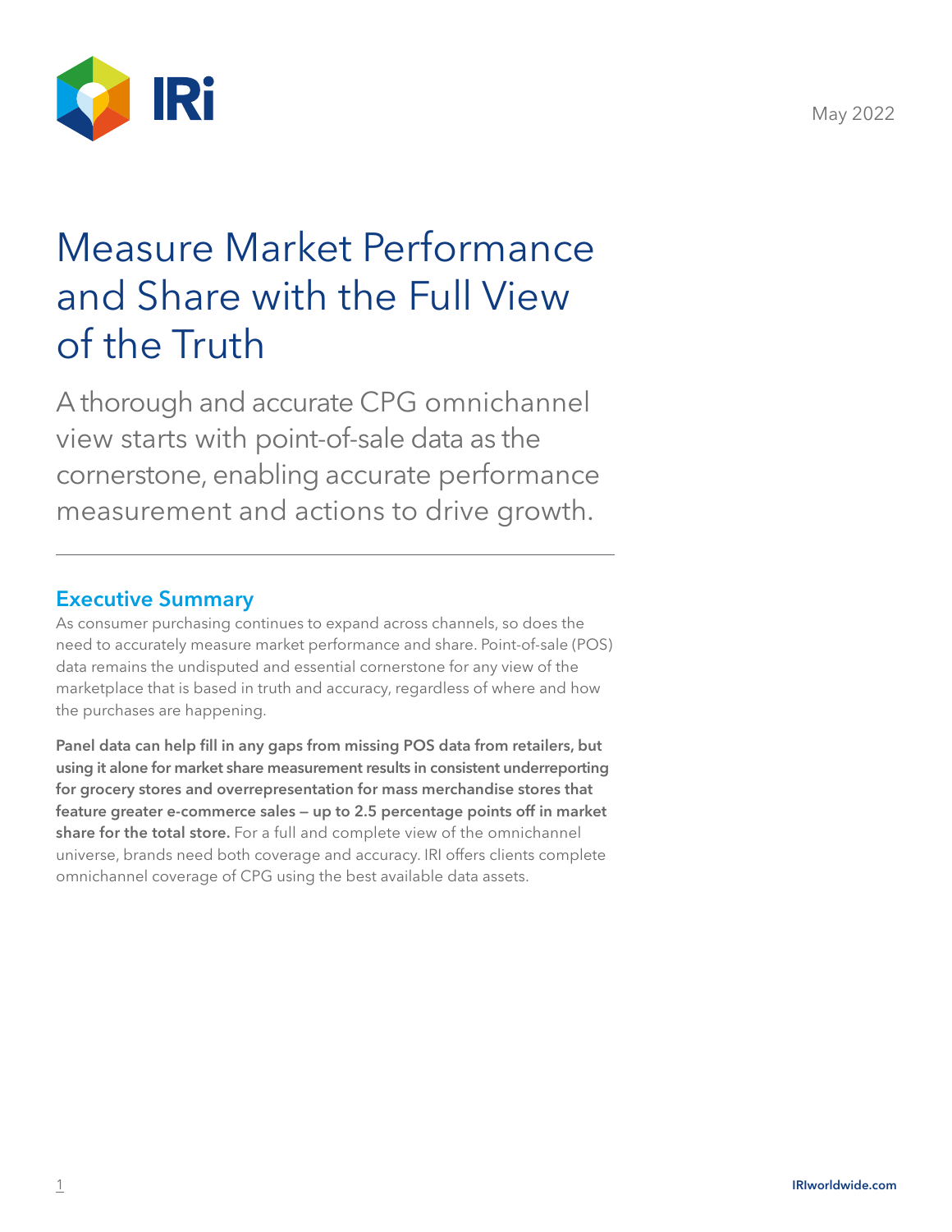May 2022

# Measure Market Performance and Share with the Full View of the Truth

A thorough and accurate CPG omnichannel view starts with point-of-sale data as the cornerstone, enabling accurate performance measurement and actions to drive growth.

---

## Executive Summary

As consumer purchasing continues to expand across channels, so does the need to accurately measure market performance and share. Point-of-sale (POS) data remains the undisputed and essential cornerstone for any view of the marketplace that is based in truth and accuracy, regardless of where and how the purchases are happening.

**Panel data can help fill in any gaps from missing POS data from retailers, but using it alone for market share measurement results in consistent underreporting for grocery stores and overrepresentation for mass merchandise stores that feature greater e-commerce sales — up to 2.5 percentage points off in market share for the total store.** For a full and complete view of the omnichannel universe, brands need both coverage and accuracy. IRI offers clients complete omnichannel coverage of CPG using the best available data assets.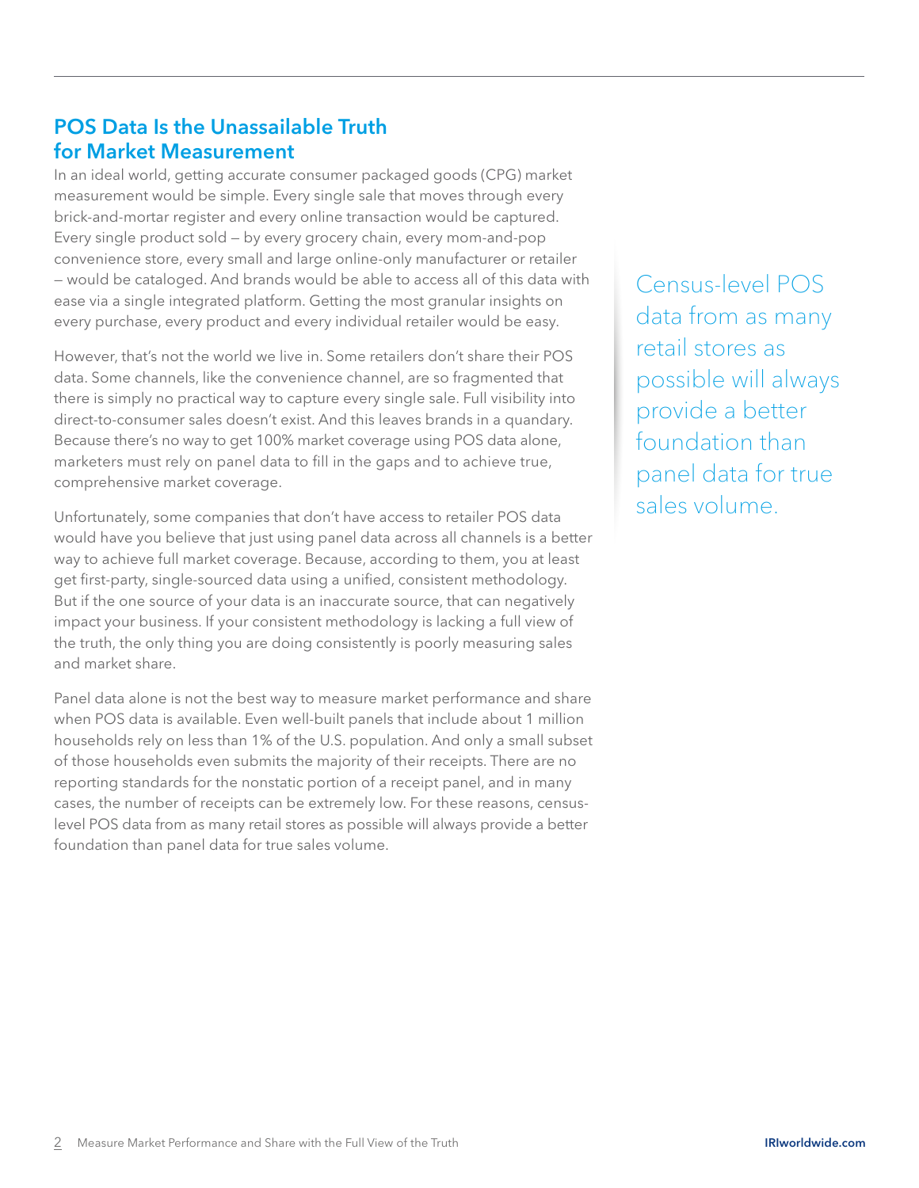## POS Data Is the Unassailable Truth for Market Measurement

In an ideal world, getting accurate consumer packaged goods (CPG) market measurement would be simple. Every single sale that moves through every brick-and-mortar register and every online transaction would be captured. Every single product sold — by every grocery chain, every mom-and-pop convenience store, every small and large online-only manufacturer or retailer — would be cataloged. And brands would be able to access all of this data with ease via a single integrated platform. Getting the most granular insights on every purchase, every product and every individual retailer would be easy.

However, that's not the world we live in. Some retailers don't share their POS data. Some channels, like the convenience channel, are so fragmented that there is simply no practical way to capture every single sale. Full visibility into direct-to-consumer sales doesn't exist. And this leaves brands in a quandary. Because there's no way to get 100% market coverage using POS data alone, marketers must rely on panel data to fill in the gaps and to achieve true, comprehensive market coverage.

Unfortunately, some companies that don't have access to retailer POS data would have you believe that just using panel data across all channels is a better way to achieve full market coverage. Because, according to them, you at least get first-party, single-sourced data using a unified, consistent methodology. But if the one source of your data is an inaccurate source, that can negatively impact your business. If your consistent methodology is lacking a full view of the truth, the only thing you are doing consistently is poorly measuring sales and market share.

Panel data alone is not the best way to measure market performance and share when POS data is available. Even well-built panels that include about 1 million households rely on less than 1% of the U.S. population. And only a small subset of those households even submits the majority of their receipts. There are no reporting standards for the nonstatic portion of a receipt panel, and in many cases, the number of receipts can be extremely low. For these reasons, census-level POS data from as many retail stores as possible will always provide a better foundation than panel data for true sales volume.

> Census-level POS data from as many retail stores as possible will always provide a better foundation than panel data for true sales volume.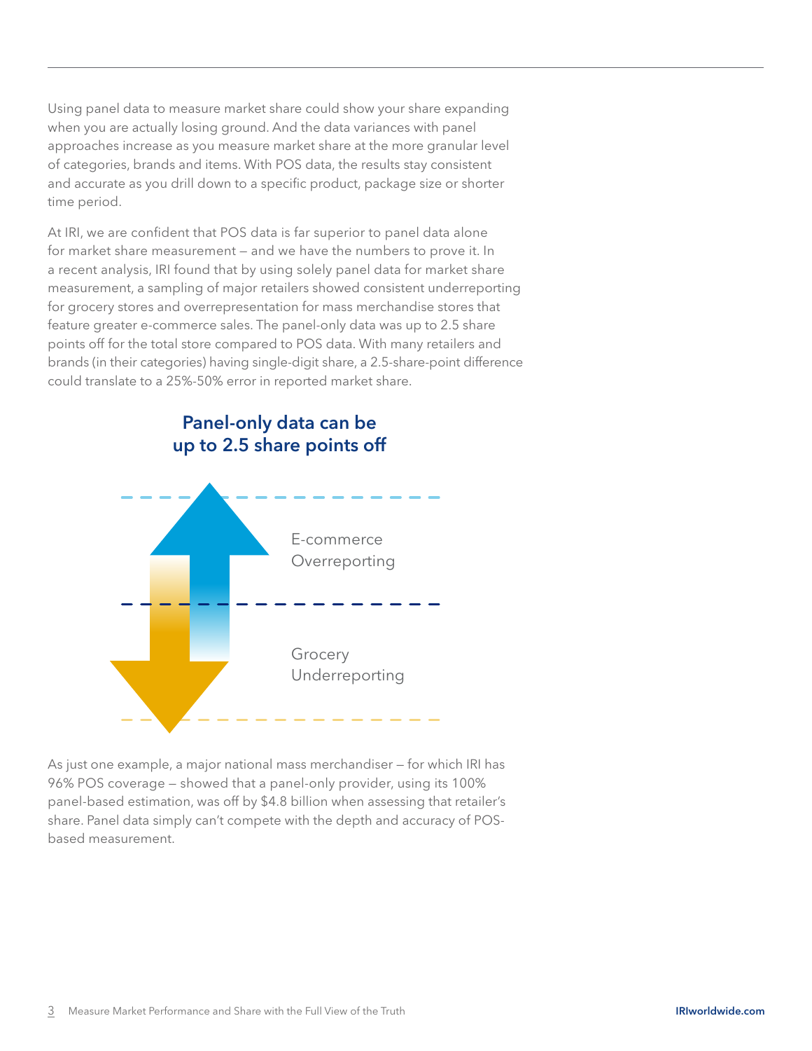Using panel data to measure market share could show your share expanding when you are actually losing ground. And the data variances with panel approaches increase as you measure market share at the more granular level of categories, brands and items. With POS data, the results stay consistent and accurate as you drill down to a specific product, package size or shorter time period.

At IRI, we are confident that POS data is far superior to panel data alone for market share measurement — and we have the numbers to prove it. In a recent analysis, IRI found that by using solely panel data for market share measurement, a sampling of major retailers showed consistent underreporting for grocery stores and overrepresentation for mass merchandise stores that feature greater e-commerce sales. The panel-only data was up to 2.5 share points off for the total store compared to POS data. With many retailers and brands (in their categories) having single-digit share, a 2.5-share-point difference could translate to a 25%-50% error in reported market share.

## Panel-only data can be up to 2.5 share points off

E-commerce Overreporting

Grocery Underreporting

As just one example, a major national mass merchandiser — for which IRI has 96% POS coverage — showed that a panel-only provider, using its 100% panel-based estimation, was off by $4.8 billion when assessing that retailer's share. Panel data simply can't compete with the depth and accuracy of POS-based measurement.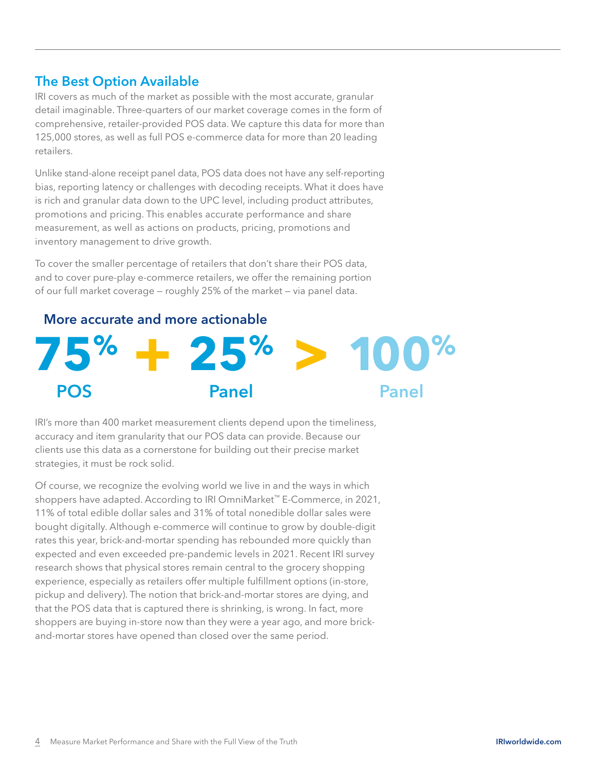## The Best Option Available

IRI covers as much of the market as possible with the most accurate, granular detail imaginable. Three-quarters of our market coverage comes in the form of comprehensive, retailer-provided POS data. We capture this data for more than 125,000 stores, as well as full POS e-commerce data for more than 20 leading retailers.

Unlike stand-alone receipt panel data, POS data does not have any self-reporting bias, reporting latency or challenges with decoding receipts. What it does have is rich and granular data down to the UPC level, including product attributes, promotions and pricing. This enables accurate performance and share measurement, as well as actions on products, pricing, promotions and inventory management to drive growth.

To cover the smaller percentage of retailers that don't share their POS data, and to cover pure-play e-commerce retailers, we offer the remaining portion of our full market coverage — roughly 25% of the market — via panel data.

### More accurate and more actionable

**75%** POS **+** **25%** Panel **>** **100%** Panel

IRI's more than 400 market measurement clients depend upon the timeliness, accuracy and item granularity that our POS data can provide. Because our clients use this data as a cornerstone for building out their precise market strategies, it must be rock solid.

Of course, we recognize the evolving world we live in and the ways in which shoppers have adapted. According to IRI OmniMarket™ E-Commerce, in 2021, 11% of total edible dollar sales and 31% of total nonedible dollar sales were bought digitally. Although e-commerce will continue to grow by double-digit rates this year, brick-and-mortar spending has rebounded more quickly than expected and even exceeded pre-pandemic levels in 2021. Recent IRI survey research shows that physical stores remain central to the grocery shopping experience, especially as retailers offer multiple fulfillment options (in-store, pickup and delivery). The notion that brick-and-mortar stores are dying, and that the POS data that is captured there is shrinking, is wrong. In fact, more shoppers are buying in-store now than they were a year ago, and more brick-and-mortar stores have opened than closed over the same period.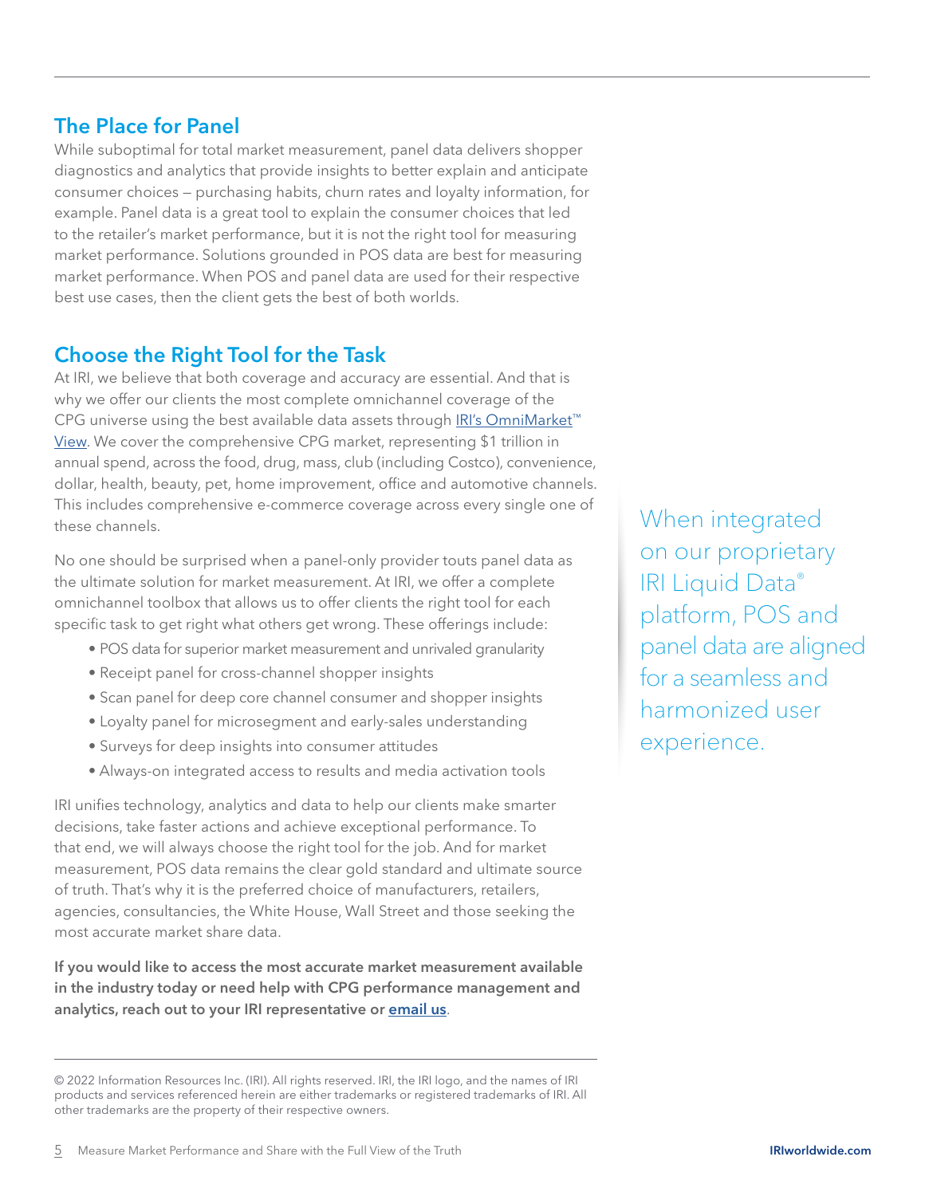## The Place for Panel

While suboptimal for total market measurement, panel data delivers shopper diagnostics and analytics that provide insights to better explain and anticipate consumer choices — purchasing habits, churn rates and loyalty information, for example. Panel data is a great tool to explain the consumer choices that led to the retailer's market performance, but it is not the right tool for measuring market performance. Solutions grounded in POS data are best for measuring market performance. When POS and panel data are used for their respective best use cases, then the client gets the best of both worlds.

## Choose the Right Tool for the Task

At IRI, we believe that both coverage and accuracy are essential. And that is why we offer our clients the most complete omnichannel coverage of the CPG universe using the best available data assets through [IRI's OmniMarket™ View](). We cover the comprehensive CPG market, representing $1 trillion in annual spend, across the food, drug, mass, club (including Costco), convenience, dollar, health, beauty, pet, home improvement, office and automotive channels. This includes comprehensive e-commerce coverage across every single one of these channels.

> When integrated on our proprietary IRI Liquid Data® platform, POS and panel data are aligned for a seamless and harmonized user experience.

No one should be surprised when a panel-only provider touts panel data as the ultimate solution for market measurement. At IRI, we offer a complete omnichannel toolbox that allows us to offer clients the right tool for each specific task to get right what others get wrong. These offerings include:

- POS data for superior market measurement and unrivaled granularity
- Receipt panel for cross-channel shopper insights
- Scan panel for deep core channel consumer and shopper insights
- Loyalty panel for microsegment and early-sales understanding
- Surveys for deep insights into consumer attitudes
- Always-on integrated access to results and media activation tools

IRI unifies technology, analytics and data to help our clients make smarter decisions, take faster actions and achieve exceptional performance. To that end, we will always choose the right tool for the job. And for market measurement, POS data remains the clear gold standard and ultimate source of truth. That's why it is the preferred choice of manufacturers, retailers, agencies, consultancies, the White House, Wall Street and those seeking the most accurate market share data.

**If you would like to access the most accurate market measurement available in the industry today or need help with CPG performance management and analytics, reach out to your IRI representative or [email us]().**

---

© 2022 Information Resources Inc. (IRI). All rights reserved. IRI, the IRI logo, and the names of IRI products and services referenced herein are either trademarks or registered trademarks of IRI. All other trademarks are the property of their respective owners.